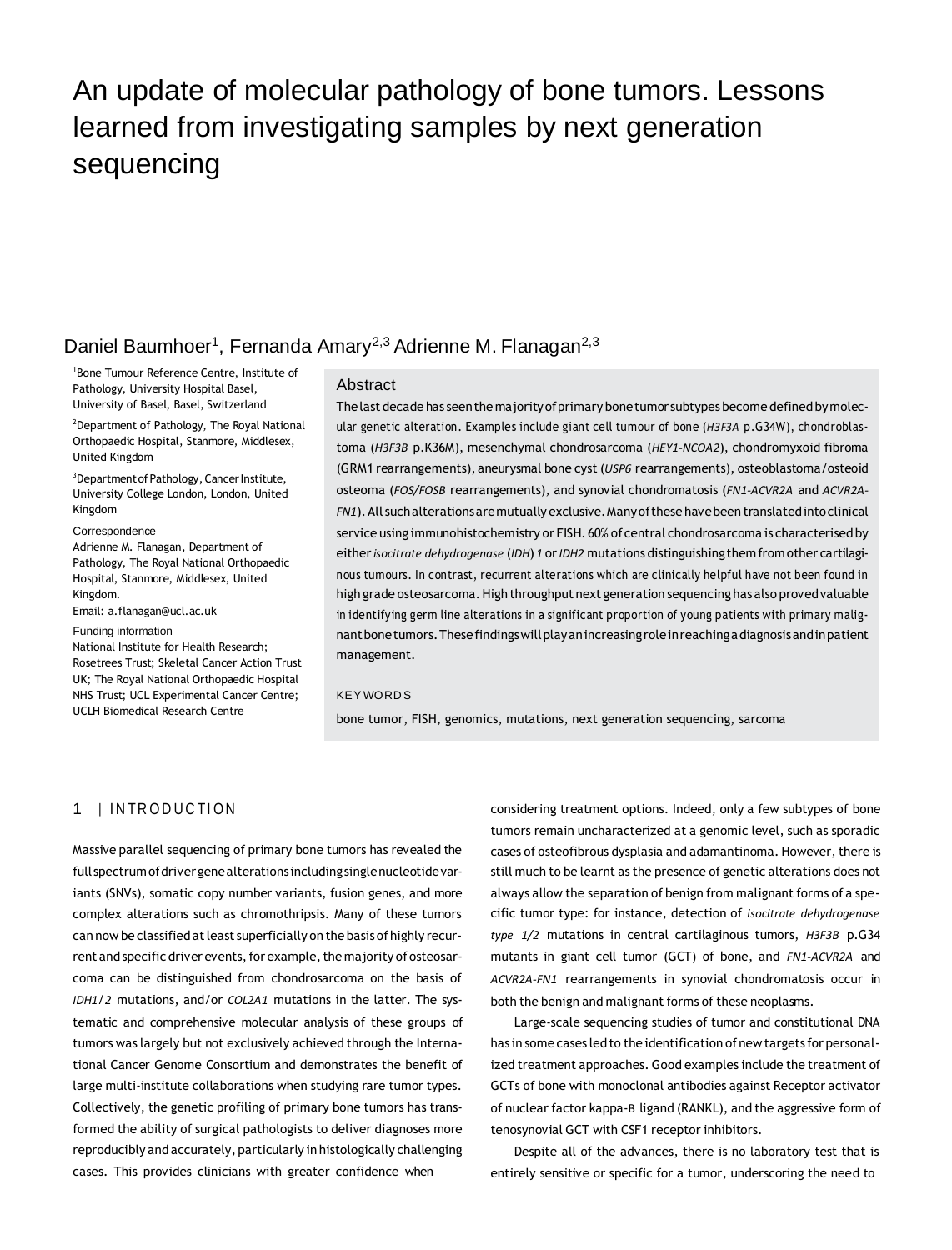# An update of molecular pathology of bone tumors. Lessons learned from investigating samples by next generation sequencing

Daniel Baumhoer[1], Fernanda Amary[2,3] Adrienne M. Flanagan[2,3]

[1]Bone Tumour Reference Centre, Institute of Pathology, University Hospital Basel, University of Basel, Basel, Switzerland

[2]Department of Pathology, The Royal National Orthopaedic Hospital, Stanmore, Middlesex, United Kingdom

[3]Department of Pathology, Cancer Institute, University College London, London, United Kingdom

Correspondence
Adrienne M. Flanagan, Department of Pathology, The Royal National Orthopaedic Hospital, Stanmore, Middlesex, United Kingdom.
Email: a.flanagan@ucl.ac.uk

Funding information
National Institute for Health Research; Rosetrees Trust; Skeletal Cancer Action Trust UK; The Royal National Orthopaedic Hospital NHS Trust; UCL Experimental Cancer Centre; UCLH Biomedical Research Centre

## Abstract

The last decade has seen the majority of primary bone tumor subtypes become defined by molecular genetic alteration. Examples include giant cell tumour of bone (*H3F3A* p.G34W), chondroblastoma (*H3F3B* p.K36M), mesenchymal chondrosarcoma (*HEY1-NCOA2*), chondromyxoid fibroma (GRM1 rearrangements), aneurysmal bone cyst (*USP6* rearrangements), osteoblastoma/osteoid osteoma (*FOS/FOSB* rearrangements), and synovial chondromatosis (*FN1-ACVR2A* and *ACVR2A-FN1*). All such alterations are mutually exclusive. Many of these have been translated into clinical service using immunohistochemistry or FISH. 60% of central chondrosarcoma is characterised by either *isocitrate dehydrogenase* (*IDH*) *1* or *IDH2* mutations distinguishing them from other cartilaginous tumours. In contrast, recurrent alterations which are clinically helpful have not been found in high grade osteosarcoma. High throughput next generation sequencing has also proved valuable in identifying germ line alterations in a significant proportion of young patients with primary malignant bone tumors. These findings will play an increasing role in reaching a diagnosis and in patient management.

**KEYWORDS**

bone tumor, FISH, genomics, mutations, next generation sequencing, sarcoma

## 1 | INTRODUCTION

Massive parallel sequencing of primary bone tumors has revealed the full spectrum of driver gene alterations including single nucleotide variants (SNVs), somatic copy number variants, fusion genes, and more complex alterations such as chromothripsis. Many of these tumors can now be classified at least superficially on the basis of highly recurrent and specific driver events, for example, the majority of osteosarcoma can be distinguished from chondrosarcoma on the basis of *IDH1/2* mutations, and/or *COL2A1* mutations in the latter. The systematic and comprehensive molecular analysis of these groups of tumors was largely but not exclusively achieved through the International Cancer Genome Consortium and demonstrates the benefit of large multi-institute collaborations when studying rare tumor types. Collectively, the genetic profiling of primary bone tumors has transformed the ability of surgical pathologists to deliver diagnoses more reproducibly and accurately, particularly in histologically challenging cases. This provides clinicians with greater confidence when considering treatment options. Indeed, only a few subtypes of bone tumors remain uncharacterized at a genomic level, such as sporadic cases of osteofibrous dysplasia and adamantinoma. However, there is still much to be learnt as the presence of genetic alterations does not always allow the separation of benign from malignant forms of a specific tumor type: for instance, detection of *isocitrate dehydrogenase type 1/2* mutations in central cartilaginous tumors, *H3F3B* p.G34 mutants in giant cell tumor (GCT) of bone, and *FN1-ACVR2A* and *ACVR2A-FN1* rearrangements in synovial chondromatosis occur in both the benign and malignant forms of these neoplasms.

Large-scale sequencing studies of tumor and constitutional DNA has in some cases led to the identification of new targets for personalized treatment approaches. Good examples include the treatment of GCTs of bone with monoclonal antibodies against Receptor activator of nuclear factor kappa-B ligand (RANKL), and the aggressive form of tenosynovial GCT with CSF1 receptor inhibitors.

Despite all of the advances, there is no laboratory test that is entirely sensitive or specific for a tumor, underscoring the need to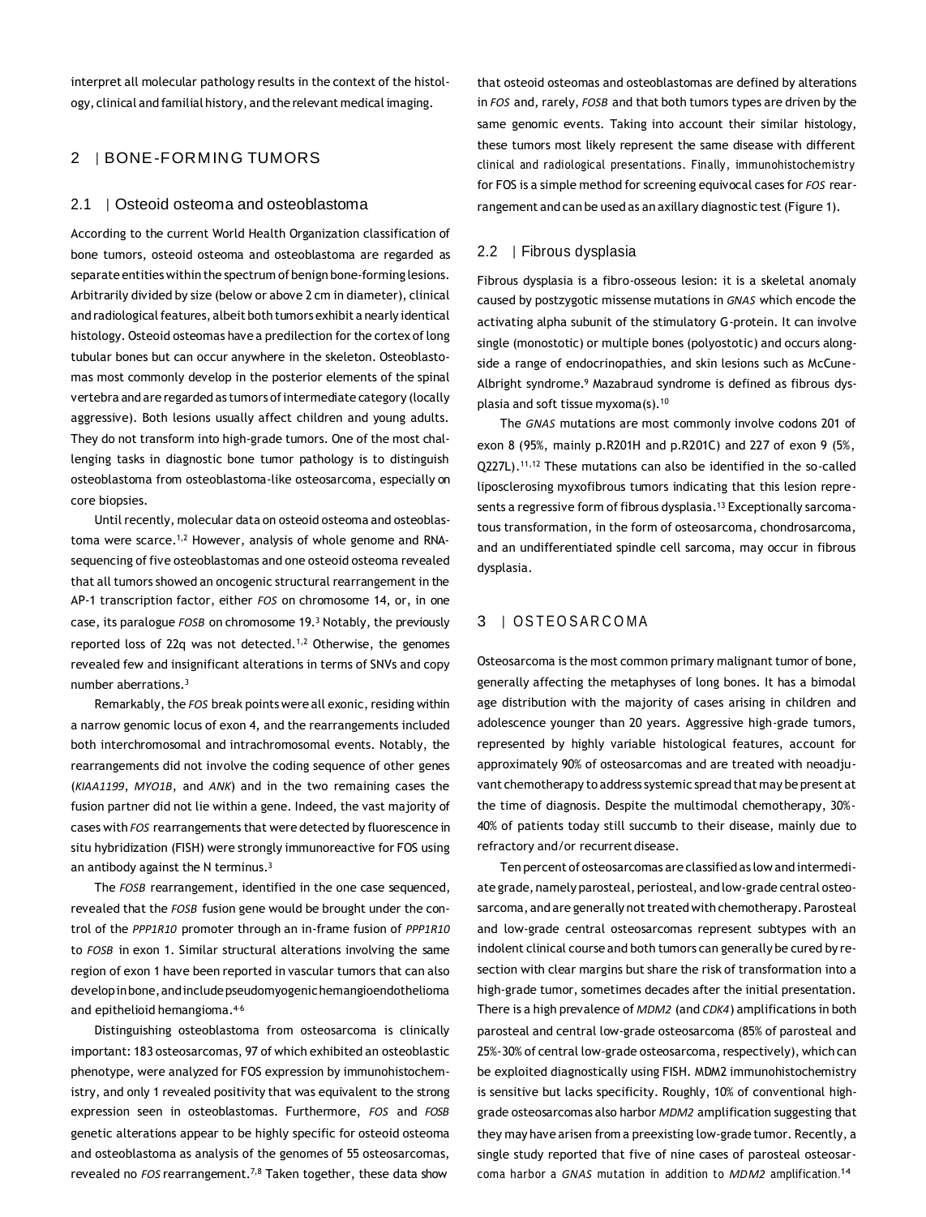interpret all molecular pathology results in the context of the histology, clinical and familial history, and the relevant medical imaging.

## 2 | BONE-FORMING TUMORS

### 2.1 | Osteoid osteoma and osteoblastoma

According to the current World Health Organization classification of bone tumors, osteoid osteoma and osteoblastoma are regarded as separate entities within the spectrum of benign bone-forming lesions. Arbitrarily divided by size (below or above 2 cm in diameter), clinical and radiological features, albeit both tumors exhibit a nearly identical histology. Osteoid osteomas have a predilection for the cortex of long tubular bones but can occur anywhere in the skeleton. Osteoblastomas most commonly develop in the posterior elements of the spinal vertebra and are regarded as tumors of intermediate category (locally aggressive). Both lesions usually affect children and young adults. They do not transform into high-grade tumors. One of the most challenging tasks in diagnostic bone tumor pathology is to distinguish osteoblastoma from osteoblastoma-like osteosarcoma, especially on core biopsies.

Until recently, molecular data on osteoid osteoma and osteoblastoma were scarce.[1,2] However, analysis of whole genome and RNA-sequencing of five osteoblastomas and one osteoid osteoma revealed that all tumors showed an oncogenic structural rearrangement in the AP-1 transcription factor, either *FOS* on chromosome 14, or, in one case, its paralogue *FOSB* on chromosome 19.[3] Notably, the previously reported loss of 22q was not detected.[1,2] Otherwise, the genomes revealed few and insignificant alterations in terms of SNVs and copy number aberrations.[3]

Remarkably, the *FOS* break points were all exonic, residing within a narrow genomic locus of exon 4, and the rearrangements included both interchromosomal and intrachromosomal events. Notably, the rearrangements did not involve the coding sequence of other genes (*KIAA1199*, *MYO1B*, and *ANK*) and in the two remaining cases the fusion partner did not lie within a gene. Indeed, the vast majority of cases with *FOS* rearrangements that were detected by fluorescence in situ hybridization (FISH) were strongly immunoreactive for FOS using an antibody against the N terminus.[3]

The *FOSB* rearrangement, identified in the one case sequenced, revealed that the *FOSB* fusion gene would be brought under the control of the *PPP1R10* promoter through an in-frame fusion of *PPP1R10* to *FOSB* in exon 1. Similar structural alterations involving the same region of exon 1 have been reported in vascular tumors that can also develop in bone, and include pseudomyogenic hemangioendothelioma and epithelioid hemangioma.[4-6]

Distinguishing osteoblastoma from osteosarcoma is clinically important: 183 osteosarcomas, 97 of which exhibited an osteoblastic phenotype, were analyzed for FOS expression by immunohistochemistry, and only 1 revealed positivity that was equivalent to the strong expression seen in osteoblastomas. Furthermore, *FOS* and *FOSB* genetic alterations appear to be highly specific for osteoid osteoma and osteoblastoma as analysis of the genomes of 55 osteosarcomas, revealed no *FOS* rearrangement.[7,8] Taken together, these data show that osteoid osteomas and osteoblastomas are defined by alterations in *FOS* and, rarely, *FOSB* and that both tumors types are driven by the same genomic events. Taking into account their similar histology, these tumors most likely represent the same disease with different clinical and radiological presentations. Finally, immunohistochemistry for FOS is a simple method for screening equivocal cases for *FOS* rearrangement and can be used as an axillary diagnostic test (Figure 1).

### 2.2 | Fibrous dysplasia

Fibrous dysplasia is a fibro-osseous lesion: it is a skeletal anomaly caused by postzygotic missense mutations in *GNAS* which encode the activating alpha subunit of the stimulatory G-protein. It can involve single (monostotic) or multiple bones (polyostotic) and occurs alongside a range of endocrinopathies, and skin lesions such as McCune-Albright syndrome.[9] Mazabraud syndrome is defined as fibrous dysplasia and soft tissue myxoma(s).[10]

The *GNAS* mutations are most commonly involve codons 201 of exon 8 (95%, mainly p.R201H and p.R201C) and 227 of exon 9 (5%, Q227L).[11,12] These mutations can also be identified in the so-called liposclerosing myxofibrous tumors indicating that this lesion represents a regressive form of fibrous dysplasia.[13] Exceptionally sarcomatous transformation, in the form of osteosarcoma, chondrosarcoma, and an undifferentiated spindle cell sarcoma, may occur in fibrous dysplasia.

## 3 | OSTEOSARCOMA

Osteosarcoma is the most common primary malignant tumor of bone, generally affecting the metaphyses of long bones. It has a bimodal age distribution with the majority of cases arising in children and adolescence younger than 20 years. Aggressive high-grade tumors, represented by highly variable histological features, account for approximately 90% of osteosarcomas and are treated with neoadjuvant chemotherapy to address systemic spread that may be present at the time of diagnosis. Despite the multimodal chemotherapy, 30%-40% of patients today still succumb to their disease, mainly due to refractory and/or recurrent disease.

Ten percent of osteosarcomas are classified as low and intermediate grade, namely parosteal, periosteal, and low-grade central osteosarcoma, and are generally not treated with chemotherapy. Parosteal and low-grade central osteosarcomas represent subtypes with an indolent clinical course and both tumors can generally be cured by resection with clear margins but share the risk of transformation into a high-grade tumor, sometimes decades after the initial presentation. There is a high prevalence of *MDM2* (and *CDK4*) amplifications in both parosteal and central low-grade osteosarcoma (85% of parosteal and 25%-30% of central low-grade osteosarcoma, respectively), which can be exploited diagnostically using FISH. MDM2 immunohistochemistry is sensitive but lacks specificity. Roughly, 10% of conventional high-grade osteosarcomas also harbor *MDM2* amplification suggesting that they may have arisen from a preexisting low-grade tumor. Recently, a single study reported that five of nine cases of parosteal osteosarcoma harbor a *GNAS* mutation in addition to *MDM2* amplification.[14]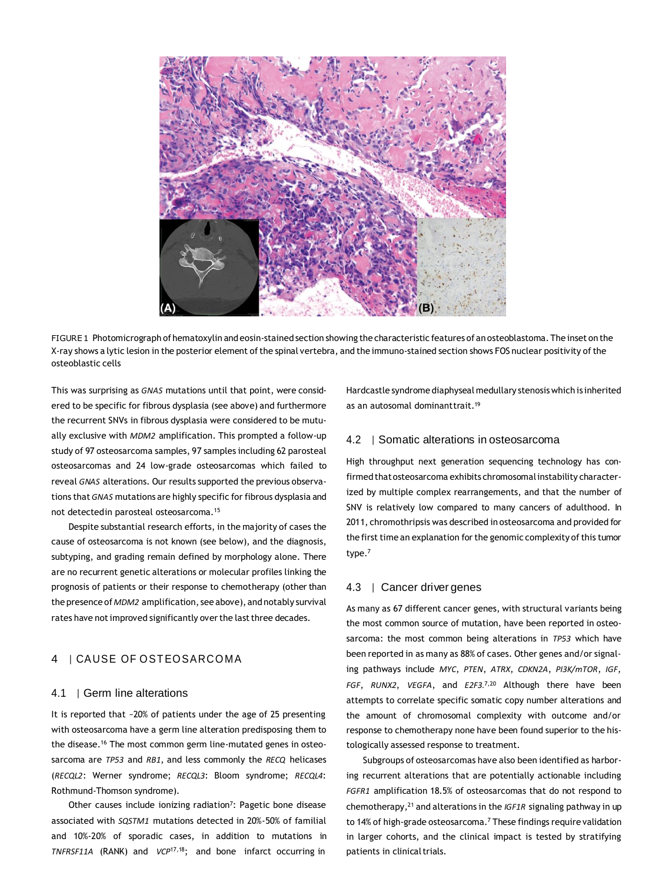FIGURE 1 Photomicrograph of hematoxylin and eosin-stained section showing the characteristic features of an osteoblastoma. The inset on the X-ray shows a lytic lesion in the posterior element of the spinal vertebra, and the immuno-stained section shows FOS nuclear positivity of the osteoblastic cells

This was surprising as *GNAS* mutations until that point, were considered to be specific for fibrous dysplasia (see above) and furthermore the recurrent SNVs in fibrous dysplasia were considered to be mutually exclusive with *MDM2* amplification. This prompted a follow-up study of 97 osteosarcoma samples, 97 samples including 62 parosteal osteosarcomas and 24 low-grade osteosarcomas which failed to reveal *GNAS* alterations. Our results supported the previous observations that *GNAS* mutations are highly specific for fibrous dysplasia and not detectedin parosteal osteosarcoma.[15]

Despite substantial research efforts, in the majority of cases the cause of osteosarcoma is not known (see below), and the diagnosis, subtyping, and grading remain defined by morphology alone. There are no recurrent genetic alterations or molecular profiles linking the prognosis of patients or their response to chemotherapy (other than the presence of *MDM2* amplification, see above), and notably survival rates have not improved significantly over the last three decades.

## 4 | CAUSE OF OSTEOSARCOMA

### 4.1 | Germ line alterations

It is reported that ~20% of patients under the age of 25 presenting with osteosarcoma have a germ line alteration predisposing them to the disease.[16] The most common germ line-mutated genes in osteosarcoma are *TP53* and *RB1*, and less commonly the *RECQ* helicases (*RECQL2*: Werner syndrome; *RECQL3*: Bloom syndrome; *RECQL4*: Rothmund-Thomson syndrome).

Other causes include ionizing radiation[7]: Pagetic bone disease associated with *SQSTM1* mutations detected in 20%-50% of familial and 10%-20% of sporadic cases, in addition to mutations in *TNFRSF11A* (RANK) and *VCP*[17,18]; and bone infarct occurring in Hardcastle syndrome diaphyseal medullary stenosis which is inherited as an autosomal dominanttrait.[19]

### 4.2 | Somatic alterations in osteosarcoma

High throughput next generation sequencing technology has confirmed that osteosarcoma exhibits chromosomal instability characterized by multiple complex rearrangements, and that the number of SNV is relatively low compared to many cancers of adulthood. In 2011, chromothripsis was described in osteosarcoma and provided for the first time an explanation for the genomic complexity of this tumor type.[7]

### 4.3 | Cancer driver genes

As many as 67 different cancer genes, with structural variants being the most common source of mutation, have been reported in osteosarcoma: the most common being alterations in *TP53* which have been reported in as many as 88% of cases. Other genes and/or signaling pathways include *MYC*, *PTEN*, *ATRX*, *CDKN2A*, *PI3K/mTOR*, *IGF*, *FGF*, *RUNX2*, *VEGFA*, and *E2F3*.[7,20] Although there have been attempts to correlate specific somatic copy number alterations and the amount of chromosomal complexity with outcome and/or response to chemotherapy none have been found superior to the histologically assessed response to treatment.

Subgroups of osteosarcomas have also been identified as harboring recurrent alterations that are potentially actionable including *FGFR1* amplification 18.5% of osteosarcomas that do not respond to chemotherapy,[21] and alterations in the *IGF1R* signaling pathway in up to 14% of high-grade osteosarcoma.[7] These findings require validation in larger cohorts, and the clinical impact is tested by stratifying patients in clinical trials.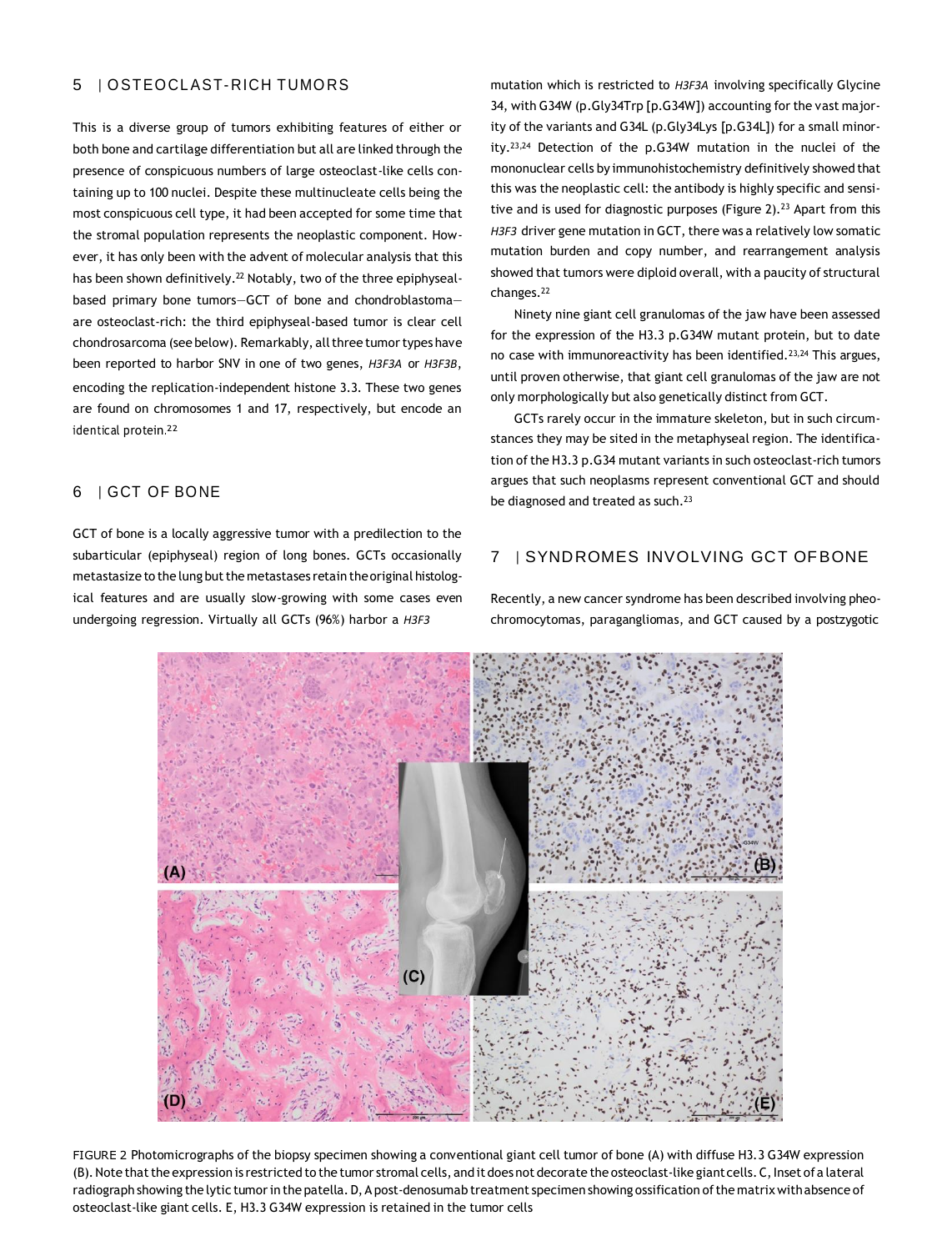## 5 | OSTEOCLAST-RICH TUMORS

This is a diverse group of tumors exhibiting features of either or both bone and cartilage differentiation but all are linked through the presence of conspicuous numbers of large osteoclast-like cells containing up to 100 nuclei. Despite these multinucleate cells being the most conspicuous cell type, it had been accepted for some time that the stromal population represents the neoplastic component. However, it has only been with the advent of molecular analysis that this has been shown definitively.[22] Notably, two of the three epiphyseal-based primary bone tumors—GCT of bone and chondroblastoma—are osteoclast-rich: the third epiphyseal-based tumor is clear cell chondrosarcoma (see below). Remarkably, all three tumor types have been reported to harbor SNV in one of two genes, *H3F3A* or *H3F3B*, encoding the replication-independent histone 3.3. These two genes are found on chromosomes 1 and 17, respectively, but encode an identical protein.[22]

## 6 | GCT OF BONE

GCT of bone is a locally aggressive tumor with a predilection to the subarticular (epiphyseal) region of long bones. GCTs occasionally metastasize to the lung but the metastases retain the original histological features and are usually slow-growing with some cases even undergoing regression. Virtually all GCTs (96%) harbor a *H3F3* mutation which is restricted to *H3F3A* involving specifically Glycine 34, with G34W (p.Gly34Trp [p.G34W]) accounting for the vast majority of the variants and G34L (p.Gly34Lys [p.G34L]) for a small minority.[23,24] Detection of the p.G34W mutation in the nuclei of the mononuclear cells by immunohistochemistry definitively showed that this was the neoplastic cell: the antibody is highly specific and sensitive and is used for diagnostic purposes (Figure 2).[23] Apart from this *H3F3* driver gene mutation in GCT, there was a relatively low somatic mutation burden and copy number, and rearrangement analysis showed that tumors were diploid overall, with a paucity of structural changes.[22]

Ninety nine giant cell granulomas of the jaw have been assessed for the expression of the H3.3 p.G34W mutant protein, but to date no case with immunoreactivity has been identified.[23,24] This argues, until proven otherwise, that giant cell granulomas of the jaw are not only morphologically but also genetically distinct from GCT.

GCTs rarely occur in the immature skeleton, but in such circumstances they may be sited in the metaphyseal region. The identification of the H3.3 p.G34 mutant variants in such osteoclast-rich tumors argues that such neoplasms represent conventional GCT and should be diagnosed and treated as such.[23]

## 7 | SYNDROMES INVOLVING GCT OF BONE

Recently, a new cancer syndrome has been described involving pheochromocytomas, paragangliomas, and GCT caused by a postzygotic

FIGURE 2 Photomicrographs of the biopsy specimen showing a conventional giant cell tumor of bone (A) with diffuse H3.3 G34W expression (B). Note that the expression is restricted to the tumor stromal cells, and it does not decorate the osteoclast-like giant cells. C, Inset of a lateral radiograph showing the lytic tumor in the patella. D, A post-denosumab treatment specimen showing ossification of the matrix with absence of osteoclast-like giant cells. E, H3.3 G34W expression is retained in the tumor cells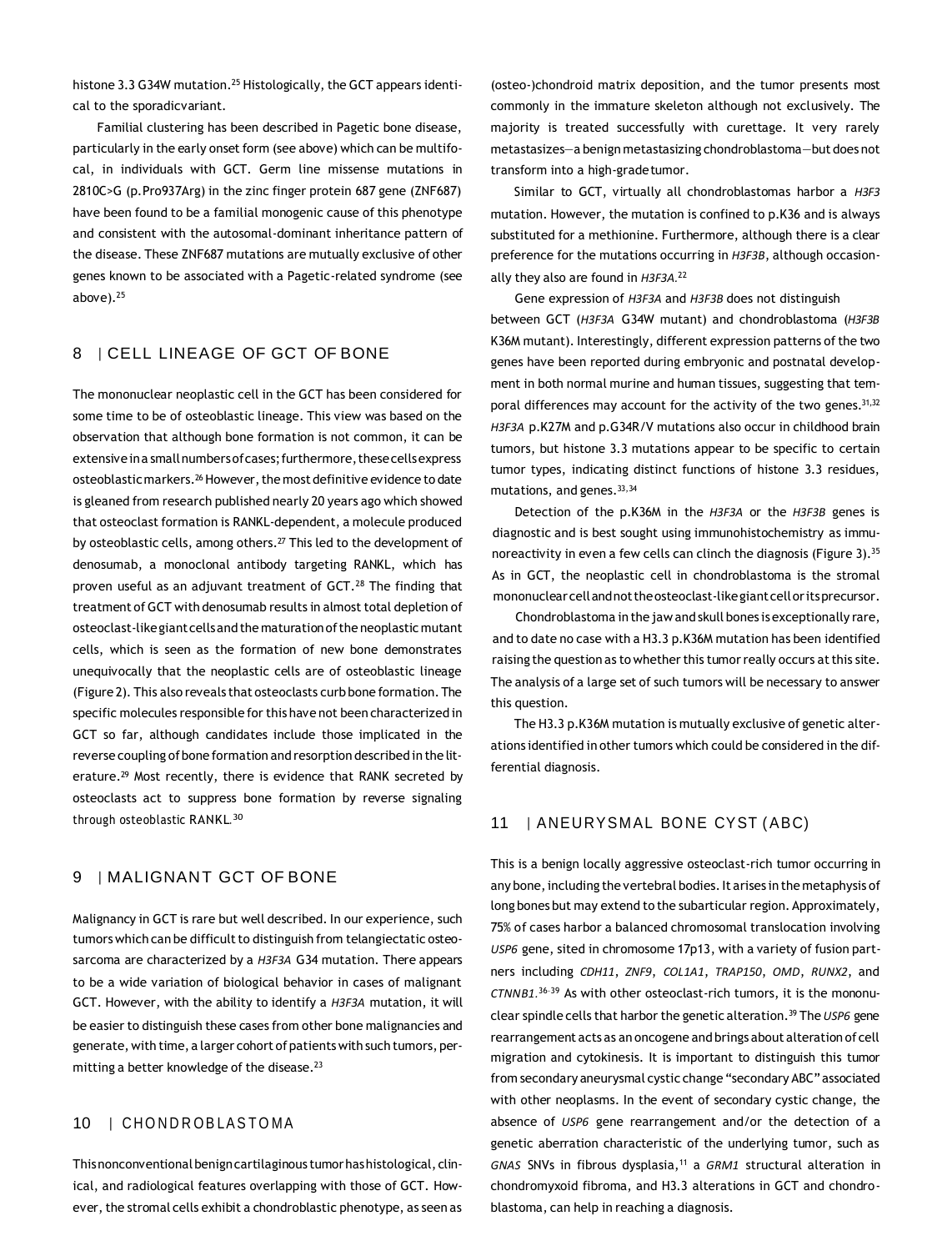histone 3.3 G34W mutation.[25] Histologically, the GCT appears identical to the sporadicvariant.

Familial clustering has been described in Pagetic bone disease, particularly in the early onset form (see above) which can be multifocal, in individuals with GCT. Germ line missense mutations in 2810C>G (p.Pro937Arg) in the zinc finger protein 687 gene (ZNF687) have been found to be a familial monogenic cause of this phenotype and consistent with the autosomal-dominant inheritance pattern of the disease. These ZNF687 mutations are mutually exclusive of other genes known to be associated with a Pagetic-related syndrome (see above).[25]

## 8 | CELL LINEAGE OF GCT OF BONE

The mononuclear neoplastic cell in the GCT has been considered for some time to be of osteoblastic lineage. This view was based on the observation that although bone formation is not common, it can be extensive in a small numbers of cases; furthermore, these cells express osteoblastic markers.[26] However, the most definitive evidence to date is gleaned from research published nearly 20 years ago which showed that osteoclast formation is RANKL-dependent, a molecule produced by osteoblastic cells, among others.[27] This led to the development of denosumab, a monoclonal antibody targeting RANKL, which has proven useful as an adjuvant treatment of GCT.[28] The finding that treatment of GCT with denosumab results in almost total depletion of osteoclast-like giant cells and the maturation of the neoplastic mutant cells, which is seen as the formation of new bone demonstrates unequivocally that the neoplastic cells are of osteoblastic lineage (Figure 2). This also reveals that osteoclasts curb bone formation. The specific molecules responsible for this have not been characterized in GCT so far, although candidates include those implicated in the reverse coupling of bone formation and resorption described in the literature.[29] Most recently, there is evidence that RANK secreted by osteoclasts act to suppress bone formation by reverse signaling through osteoblastic RANKL.[30]

## 9 | MALIGNANT GCT OF BONE

Malignancy in GCT is rare but well described. In our experience, such tumors which can be difficult to distinguish from telangiectatic osteosarcoma are characterized by a *H3F3A* G34 mutation. There appears to be a wide variation of biological behavior in cases of malignant GCT. However, with the ability to identify a *H3F3A* mutation, it will be easier to distinguish these cases from other bone malignancies and generate, with time, a larger cohort of patients with such tumors, permitting a better knowledge of the disease.[23]

## 10 | CHONDROBLASTOMA

This nonconventional benign cartilaginous tumor has histological, clinical, and radiological features overlapping with those of GCT. However, the stromal cells exhibit a chondroblastic phenotype, as seen as (osteo-)chondroid matrix deposition, and the tumor presents most commonly in the immature skeleton although not exclusively. The majority is treated successfully with curettage. It very rarely metastasizes—a benign metastasizing chondroblastoma—but does not transform into a high-grade tumor.

Similar to GCT, virtually all chondroblastomas harbor a *H3F3* mutation. However, the mutation is confined to p.K36 and is always substituted for a methionine. Furthermore, although there is a clear preference for the mutations occurring in *H3F3B*, although occasionally they also are found in *H3F3A*.[22]

Gene expression of *H3F3A* and *H3F3B* does not distinguish between GCT (*H3F3A* G34W mutant) and chondroblastoma (*H3F3B* K36M mutant). Interestingly, different expression patterns of the two genes have been reported during embryonic and postnatal development in both normal murine and human tissues, suggesting that temporal differences may account for the activity of the two genes.[31,32] *H3F3A* p.K27M and p.G34R/V mutations also occur in childhood brain tumors, but histone 3.3 mutations appear to be specific to certain tumor types, indicating distinct functions of histone 3.3 residues, mutations, and genes.[33,34]

Detection of the p.K36M in the *H3F3A* or the *H3F3B* genes is diagnostic and is best sought using immunohistochemistry as immunoreactivity in even a few cells can clinch the diagnosis (Figure 3).[35] As in GCT, the neoplastic cell in chondroblastoma is the stromal mononuclear cell and not the osteoclast-like giant cell or its precursor.

Chondroblastoma in the jaw and skull bones is exceptionally rare, and to date no case with a H3.3 p.K36M mutation has been identified raising the question as to whether this tumor really occurs at this site. The analysis of a large set of such tumors will be necessary to answer this question.

The H3.3 p.K36M mutation is mutually exclusive of genetic alterations identified in other tumors which could be considered in the differential diagnosis.

## 11 | ANEURYSMAL BONE CYST (ABC)

This is a benign locally aggressive osteoclast-rich tumor occurring in any bone, including the vertebral bodies. It arises in the metaphysis of long bones but may extend to the subarticular region. Approximately, 75% of cases harbor a balanced chromosomal translocation involving *USP6* gene, sited in chromosome 17p13, with a variety of fusion partners including *CDH11*, *ZNF9*, *COL1A1*, *TRAP150*, *OMD*, *RUNX2*, and *CTNNB1*.[36–39] As with other osteoclast-rich tumors, it is the mononuclear spindle cells that harbor the genetic alteration.[39] The *USP6* gene rearrangement acts as an oncogene and brings about alteration of cell migration and cytokinesis. It is important to distinguish this tumor from secondary aneurysmal cystic change "secondary ABC" associated with other neoplasms. In the event of secondary cystic change, the absence of *USP6* gene rearrangement and/or the detection of a genetic aberration characteristic of the underlying tumor, such as *GNAS* SNVs in fibrous dysplasia,[11] a *GRM1* structural alteration in chondromyxoid fibroma, and H3.3 alterations in GCT and chondroblastoma, can help in reaching a diagnosis.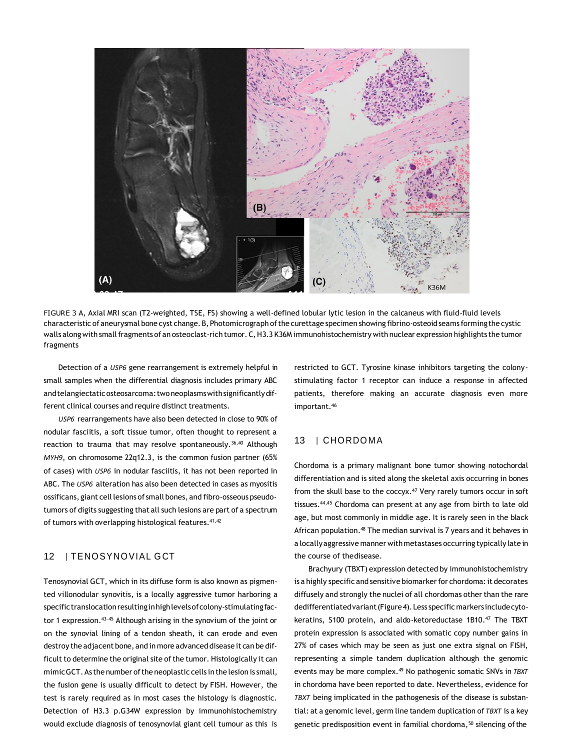FIGURE 3 A, Axial MRI scan (T2-weighted, TSE, FS) showing a well-defined lobular lytic lesion in the calcaneus with fluid-fluid levels characteristic of aneurysmal bone cyst change. B, Photomicrograph of the curettage specimen showing fibrino-osteoid seams forming the cystic walls along with small fragments of an osteoclast-rich tumor. C, H3.3 K36M immunohistochemistry with nuclear expression highlights the tumor fragments

Detection of a *USP6* gene rearrangement is extremely helpful in small samples when the differential diagnosis includes primary ABC and telangiectatic osteosarcoma: two neoplasms with significantly different clinical courses and require distinct treatments.

*USP6* rearrangements have also been detected in close to 90% of nodular fasciitis, a soft tissue tumor, often thought to represent a reaction to trauma that may resolve spontaneously.[36,40] Although *MYH9*, on chromosome 22q12.3, is the common fusion partner (65% of cases) with *USP6* in nodular fasciitis, it has not been reported in ABC. The *USP6* alteration has also been detected in cases as myositis ossificans, giant cell lesions of small bones, and fibro-osseous pseudotumors of digits suggesting that all such lesions are part of a spectrum of tumors with overlapping histological features.[41,42]

## 12 | TENOSYNOVIAL GCT

Tenosynovial GCT, which in its diffuse form is also known as pigmented villonodular synovitis, is a locally aggressive tumor harboring a specific translocation resulting in high levels of colony-stimulating factor 1 expression.[43-45] Although arising in the synovium of the joint or on the synovial lining of a tendon sheath, it can erode and even destroy the adjacent bone, and in more advanced disease it can be difficult to determine the original site of the tumor. Histologically it can mimic GCT. As the number of the neoplastic cells in the lesion is small, the fusion gene is usually difficult to detect by FISH. However, the test is rarely required as in most cases the histology is diagnostic. Detection of H3.3 p.G34W expression by immunohistochemistry would exclude diagnosis of tenosynovial giant cell tumour as this is restricted to GCT. Tyrosine kinase inhibitors targeting the colony-stimulating factor 1 receptor can induce a response in affected patients, therefore making an accurate diagnosis even more important.[46]

## 13 | CHORDOMA

Chordoma is a primary malignant bone tumor showing notochordal differentiation and is sited along the skeletal axis occurring in bones from the skull base to the coccyx.[47] Very rarely tumors occur in soft tissues.[44,45] Chordoma can present at any age from birth to late old age, but most commonly in middle age. It is rarely seen in the black African population.[48] The median survival is 7 years and it behaves in a locally aggressive manner with metastases occurring typically late in the course of the disease.

Brachyury (TBXT) expression detected by immunohistochemistry is a highly specific and sensitive biomarker for chordoma: it decorates diffusely and strongly the nuclei of all chordomas other than the rare dedifferentiated variant (Figure 4). Less specific markers include cytokeratins, S100 protein, and aldo-ketoreductase 1B10.[47] The TBXT protein expression is associated with somatic copy number gains in 27% of cases which may be seen as just one extra signal on FISH, representing a simple tandem duplication although the genomic events may be more complex.[49] No pathogenic somatic SNVs in *TBXT* in chordoma have been reported to date. Nevertheless, evidence for *TBXT* being implicated in the pathogenesis of the disease is substantial: at a genomic level, germ line tandem duplication of *TBXT* is a key genetic predisposition event in familial chordoma,[50] silencing of the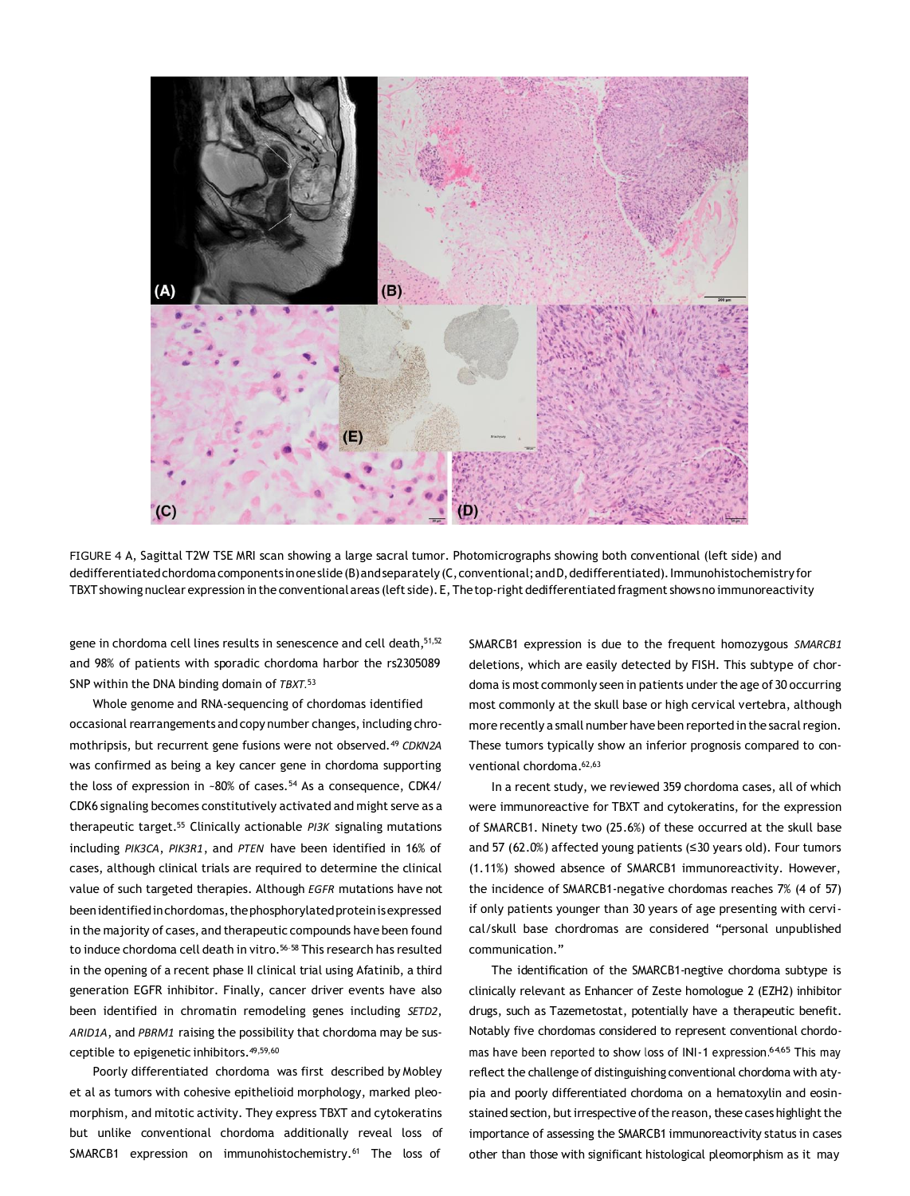FIGURE 4 A, Sagittal T2W TSE MRI scan showing a large sacral tumor. Photomicrographs showing both conventional (left side) and dedifferentiated chordoma components in one slide (B) and separately (C, conventional; and D, dedifferentiated). Immunohistochemistry for TBXT showing nuclear expression in the conventional areas (left side). E, The top-right dedifferentiated fragment shows no immunoreactivity

gene in chordoma cell lines results in senescence and cell death,[51,52] and 98% of patients with sporadic chordoma harbor the rs2305089 SNP within the DNA binding domain of *TBXT*.[53]

Whole genome and RNA-sequencing of chordomas identified occasional rearrangements and copy number changes, including chromothripsis, but recurrent gene fusions were not observed.[49] *CDKN2A* was confirmed as being a key cancer gene in chordoma supporting the loss of expression in ~80% of cases.[54] As a consequence, CDK4/CDK6 signaling becomes constitutively activated and might serve as a therapeutic target.[55] Clinically actionable *PI3K* signaling mutations including *PIK3CA*, *PIK3R1*, and *PTEN* have been identified in 16% of cases, although clinical trials are required to determine the clinical value of such targeted therapies. Although *EGFR* mutations have not been identified in chordomas, the phosphorylated protein is expressed in the majority of cases, and therapeutic compounds have been found to induce chordoma cell death in vitro.[56-58] This research has resulted in the opening of a recent phase II clinical trial using Afatinib, a third generation EGFR inhibitor. Finally, cancer driver events have also been identified in chromatin remodeling genes including *SETD2*, *ARID1A*, and *PBRM1* raising the possibility that chordoma may be susceptible to epigenetic inhibitors.[49,59,60]

Poorly differentiated chordoma was first described by Mobley et al as tumors with cohesive epithelioid morphology, marked pleomorphism, and mitotic activity. They express TBXT and cytokeratins but unlike conventional chordoma additionally reveal loss of SMARCB1 expression on immunohistochemistry.[61] The loss of SMARCB1 expression is due to the frequent homozygous *SMARCB1* deletions, which are easily detected by FISH. This subtype of chordoma is most commonly seen in patients under the age of 30 occurring most commonly at the skull base or high cervical vertebra, although more recently a small number have been reported in the sacral region. These tumors typically show an inferior prognosis compared to conventional chordoma.[62,63]

In a recent study, we reviewed 359 chordoma cases, all of which were immunoreactive for TBXT and cytokeratins, for the expression of SMARCB1. Ninety two (25.6%) of these occurred at the skull base and 57 (62.0%) affected young patients (≤30 years old). Four tumors (1.11%) showed absence of SMARCB1 immunoreactivity. However, the incidence of SMARCB1-negative chordomas reaches 7% (4 of 57) if only patients younger than 30 years of age presenting with cervical/skull base chordromas are considered "personal unpublished communication."

The identification of the SMARCB1-negtive chordoma subtype is clinically relevant as Enhancer of Zeste homologue 2 (EZH2) inhibitor drugs, such as Tazemetostat, potentially have a therapeutic benefit. Notably five chordomas considered to represent conventional chordomas have been reported to show loss of INI-1 expression.[64,65] This may reflect the challenge of distinguishing conventional chordoma with atypia and poorly differentiated chordoma on a hematoxylin and eosin-stained section, but irrespective of the reason, these cases highlight the importance of assessing the SMARCB1 immunoreactivity status in cases other than those with significant histological pleomorphism as it may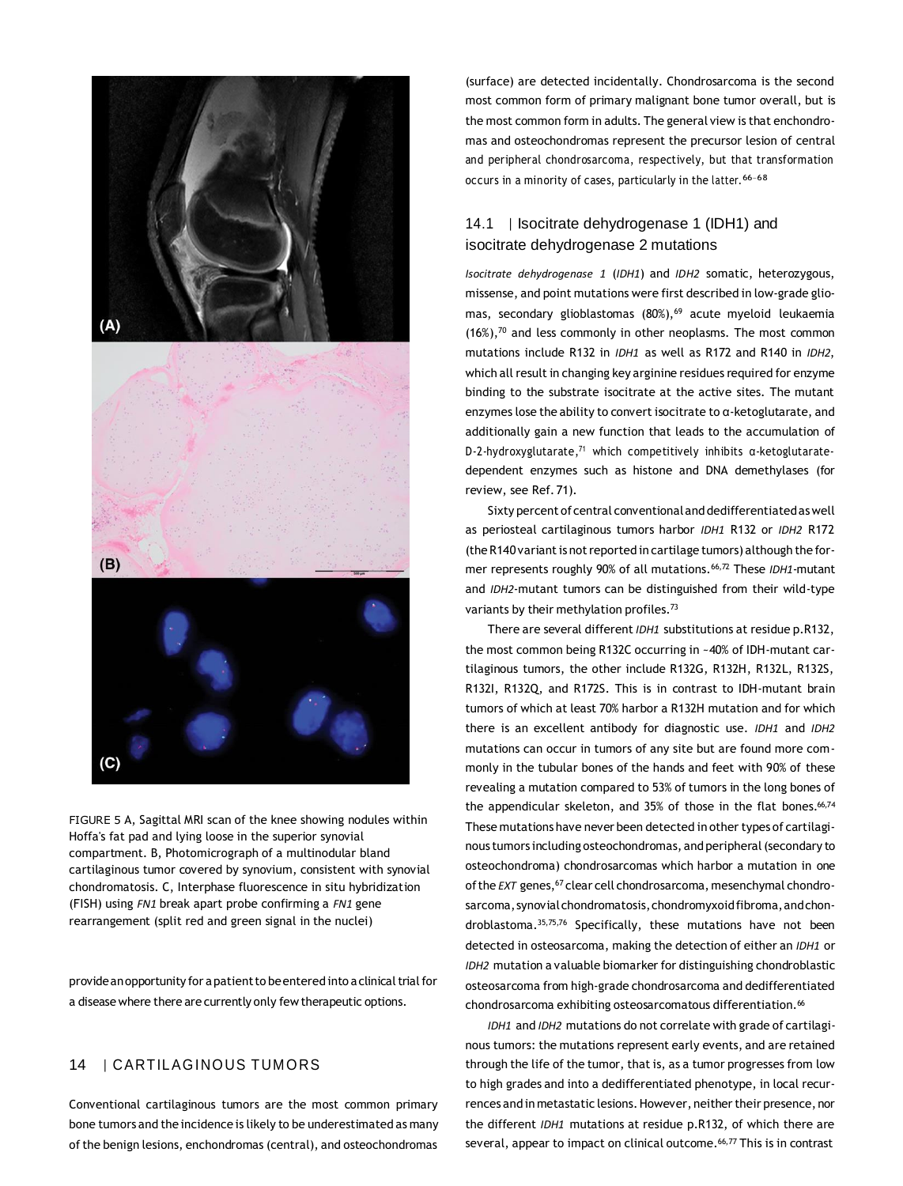FIGURE 5 A, Sagittal MRI scan of the knee showing nodules within Hoffa's fat pad and lying loose in the superior synovial compartment. B, Photomicrograph of a multinodular bland cartilaginous tumor covered by synovium, consistent with synovial chondromatosis. C, Interphase fluorescence in situ hybridization (FISH) using *FN1* break apart probe confirming a *FN1* gene rearrangement (split red and green signal in the nuclei)

provide an opportunity for a patient to be entered into a clinical trial for a disease where there are currently only few therapeutic options.

## 14 | CARTILAGINOUS TUMORS

Conventional cartilaginous tumors are the most common primary bone tumors and the incidence is likely to be underestimated as many of the benign lesions, enchondromas (central), and osteochondromas (surface) are detected incidentally. Chondrosarcoma is the second most common form of primary malignant bone tumor overall, but is the most common form in adults. The general view is that enchondromas and osteochondromas represent the precursor lesion of central and peripheral chondrosarcoma, respectively, but that transformation occurs in a minority of cases, particularly in the latter.[66–68]

### 14.1 | Isocitrate dehydrogenase 1 (IDH1) and isocitrate dehydrogenase 2 mutations

*Isocitrate dehydrogenase 1* (*IDH1*) and *IDH2* somatic, heterozygous, missense, and point mutations were first described in low-grade gliomas, secondary glioblastomas (80%),[69] acute myeloid leukaemia (16%),[70] and less commonly in other neoplasms. The most common mutations include R132 in *IDH1* as well as R172 and R140 in *IDH2*, which all result in changing key arginine residues required for enzyme binding to the substrate isocitrate at the active sites. The mutant enzymes lose the ability to convert isocitrate to α-ketoglutarate, and additionally gain a new function that leads to the accumulation of D-2-hydroxyglutarate,[71] which competitively inhibits α-ketoglutarate-dependent enzymes such as histone and DNA demethylases (for review, see Ref. 71).

Sixty percent of central conventional and dedifferentiated as well as periosteal cartilaginous tumors harbor *IDH1* R132 or *IDH2* R172 (the R140 variant is not reported in cartilage tumors) although the former represents roughly 90% of all mutations.[66,72] These *IDH1*-mutant and *IDH2*-mutant tumors can be distinguished from their wild-type variants by their methylation profiles.[73]

There are several different *IDH1* substitutions at residue p.R132, the most common being R132C occurring in ~40% of IDH-mutant cartilaginous tumors, the other include R132G, R132H, R132L, R132S, R132I, R132Q, and R172S. This is in contrast to IDH-mutant brain tumors of which at least 70% harbor a R132H mutation and for which there is an excellent antibody for diagnostic use. *IDH1* and *IDH2* mutations can occur in tumors of any site but are found more commonly in the tubular bones of the hands and feet with 90% of these revealing a mutation compared to 53% of tumors in the long bones of the appendicular skeleton, and 35% of those in the flat bones.[66,74] These mutations have never been detected in other types of cartilaginous tumors including osteochondromas, and peripheral (secondary to osteochondroma) chondrosarcomas which harbor a mutation in one of the *EXT* genes,[67] clear cell chondrosarcoma, mesenchymal chondrosarcoma, synovial chondromatosis, chondromyxoid fibroma, and chondroblastoma.[35,75,76] Specifically, these mutations have not been detected in osteosarcoma, making the detection of either an *IDH1* or *IDH2* mutation a valuable biomarker for distinguishing chondroblastic osteosarcoma from high-grade chondrosarcoma and dedifferentiated chondrosarcoma exhibiting osteosarcomatous differentiation.[66]

*IDH1* and *IDH2* mutations do not correlate with grade of cartilaginous tumors: the mutations represent early events, and are retained through the life of the tumor, that is, as a tumor progresses from low to high grades and into a dedifferentiated phenotype, in local recurrences and in metastatic lesions. However, neither their presence, nor the different *IDH1* mutations at residue p.R132, of which there are several, appear to impact on clinical outcome.[66,77] This is in contrast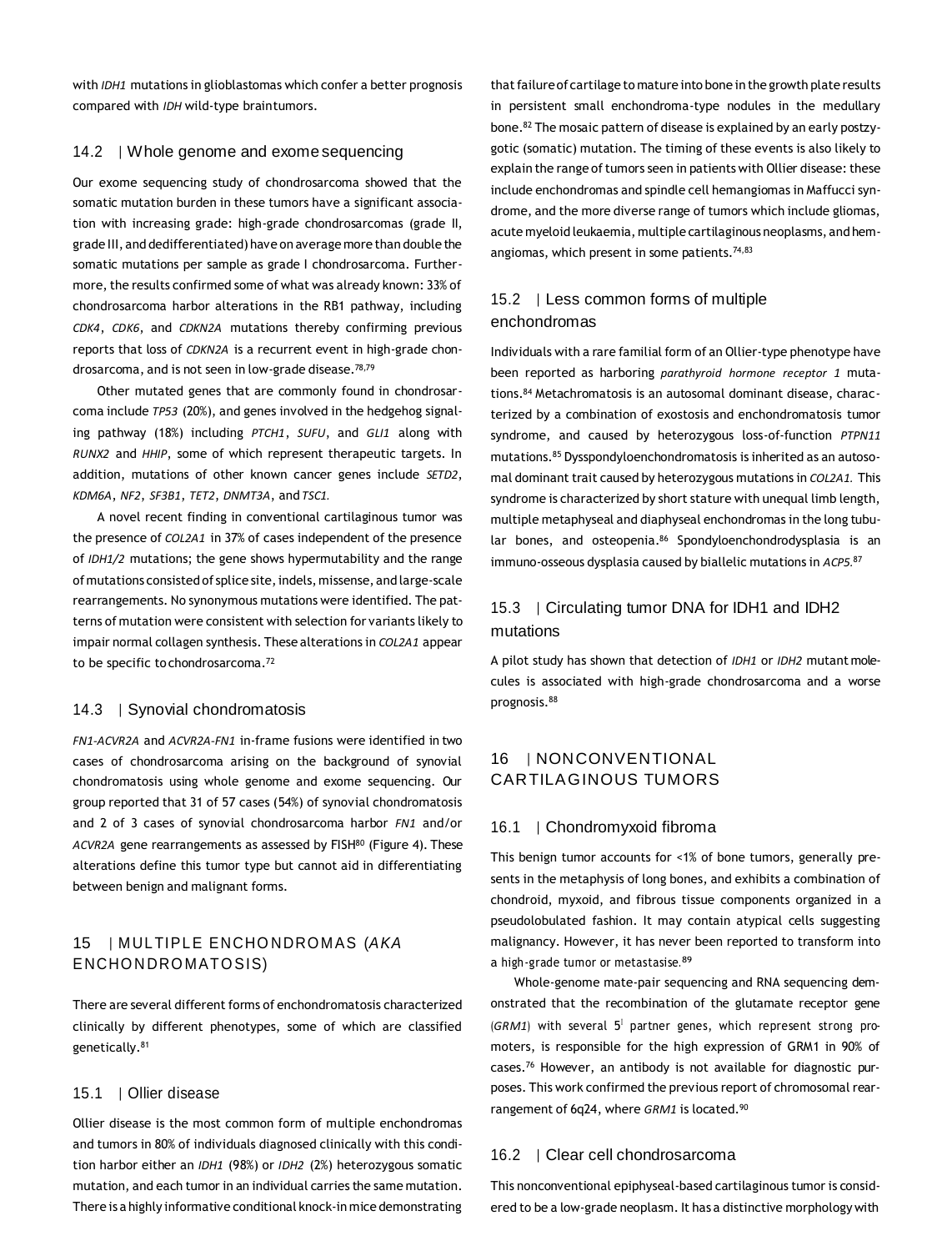with *IDH1* mutations in glioblastomas which confer a better prognosis compared with *IDH* wild-type braintumors.

### 14.2 | Whole genome and exome sequencing

Our exome sequencing study of chondrosarcoma showed that the somatic mutation burden in these tumors have a significant association with increasing grade: high-grade chondrosarcomas (grade II, grade III, and dedifferentiated) have on average more than double the somatic mutations per sample as grade I chondrosarcoma. Furthermore, the results confirmed some of what was already known: 33% of chondrosarcoma harbor alterations in the RB1 pathway, including *CDK4*, *CDK6*, and *CDKN2A* mutations thereby confirming previous reports that loss of *CDKN2A* is a recurrent event in high-grade chondrosarcoma, and is not seen in low-grade disease.[78,79]

Other mutated genes that are commonly found in chondrosarcoma include *TP53* (20%), and genes involved in the hedgehog signaling pathway (18%) including *PTCH1*, *SUFU*, and *GLI1* along with *RUNX2* and *HHIP*, some of which represent therapeutic targets. In addition, mutations of other known cancer genes include *SETD2*, *KDM6A*, *NF2*, *SF3B1*, *TET2*, *DNMT3A*, and *TSC1*.

A novel recent finding in conventional cartilaginous tumor was the presence of *COL2A1* in 37% of cases independent of the presence of *IDH1/2* mutations; the gene shows hypermutability and the range of mutations consisted of splice site, indels, missense, and large-scale rearrangements. No synonymous mutations were identified. The patterns of mutation were consistent with selection for variants likely to impair normal collagen synthesis. These alterations in *COL2A1* appear to be specific to chondrosarcoma.[72]

### 14.3 | Synovial chondromatosis

*FN1-ACVR2A* and *ACVR2A-FN1* in-frame fusions were identified in two cases of chondrosarcoma arising on the background of synovial chondromatosis using whole genome and exome sequencing. Our group reported that 31 of 57 cases (54%) of synovial chondromatosis and 2 of 3 cases of synovial chondrosarcoma harbor *FN1* and/or *ACVR2A* gene rearrangements as assessed by FISH[80] (Figure 4). These alterations define this tumor type but cannot aid in differentiating between benign and malignant forms.

## 15 | MULTIPLE ENCHONDROMAS (*AKA* ENCHONDROMATOSIS)

There are several different forms of enchondromatosis characterized clinically by different phenotypes, some of which are classified genetically.[81]

### 15.1 | Ollier disease

Ollier disease is the most common form of multiple enchondromas and tumors in 80% of individuals diagnosed clinically with this condition harbor either an *IDH1* (98%) or *IDH2* (2%) heterozygous somatic mutation, and each tumor in an individual carries the same mutation. There is a highly informative conditional knock-in mice demonstrating that failure of cartilage to mature into bone in the growth plate results in persistent small enchondroma-type nodules in the medullary bone.[82] The mosaic pattern of disease is explained by an early postzygotic (somatic) mutation. The timing of these events is also likely to explain the range of tumors seen in patients with Ollier disease: these include enchondromas and spindle cell hemangiomas in Maffucci syndrome, and the more diverse range of tumors which include gliomas, acute myeloid leukaemia, multiple cartilaginous neoplasms, and hemangiomas, which present in some patients.[74,83]

### 15.2 | Less common forms of multiple enchondromas

Individuals with a rare familial form of an Ollier-type phenotype have been reported as harboring *parathyroid hormone receptor 1* mutations.[84] Metachromatosis is an autosomal dominant disease, characterized by a combination of exostosis and enchondromatosis tumor syndrome, and caused by heterozygous loss-of-function *PTPN11* mutations.[85] Dysspondyloenchondromatosis is inherited as an autosomal dominant trait caused by heterozygous mutations in *COL2A1.* This syndrome is characterized by short stature with unequal limb length, multiple metaphyseal and diaphyseal enchondromas in the long tubular bones, and osteopenia.[86] Spondyloenchondrodysplasia is an immuno-osseous dysplasia caused by biallelic mutations in *ACP5*.[87]

### 15.3 | Circulating tumor DNA for IDH1 and IDH2 mutations

A pilot study has shown that detection of *IDH1* or *IDH2* mutant molecules is associated with high-grade chondrosarcoma and a worse prognosis.[88]

## 16 | NONCONVENTIONAL CARTILAGINOUS TUMORS

### 16.1 | Chondromyxoid fibroma

This benign tumor accounts for <1% of bone tumors, generally presents in the metaphysis of long bones, and exhibits a combination of chondroid, myxoid, and fibrous tissue components organized in a pseudolobulated fashion. It may contain atypical cells suggesting malignancy. However, it has never been reported to transform into a high-grade tumor or metastasise.[89]

Whole-genome mate-pair sequencing and RNA sequencing demonstrated that the recombination of the glutamate receptor gene (*GRM1*) with several 5ʹ partner genes, which represent strong promoters, is responsible for the high expression of GRM1 in 90% of cases.[76] However, an antibody is not available for diagnostic purposes. This work confirmed the previous report of chromosomal rearrangement of 6q24, where *GRM1* is located.[90]

### 16.2 | Clear cell chondrosarcoma

This nonconventional epiphyseal-based cartilaginous tumor is considered to be a low-grade neoplasm. It has a distinctive morphology with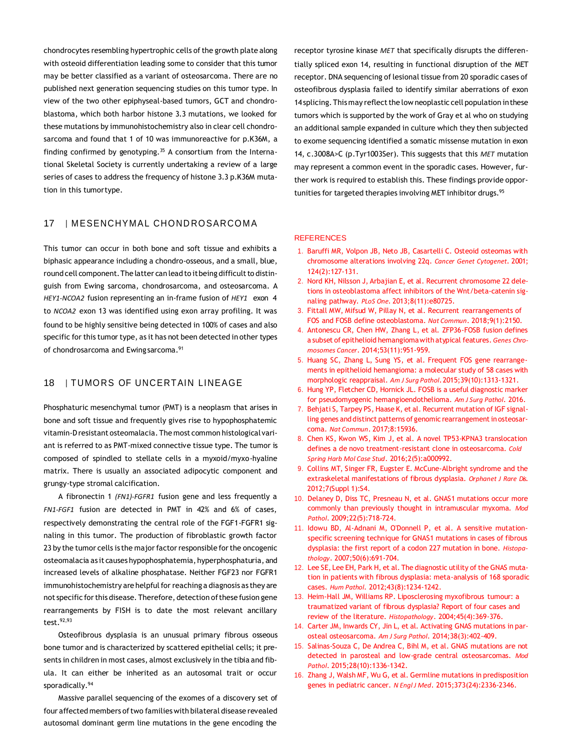chondrocytes resembling hypertrophic cells of the growth plate along with osteoid differentiation leading some to consider that this tumor may be better classified as a variant of osteosarcoma. There are no published next generation sequencing studies on this tumor type. In view of the two other epiphyseal-based tumors, GCT and chondroblastoma, which both harbor histone 3.3 mutations, we looked for these mutations by immunohistochemistry also in clear cell chondrosarcoma and found that 1 of 10 was immunoreactive for p.K36M, a finding confirmed by genotyping.[35] A consortium from the International Skeletal Society is currently undertaking a review of a large series of cases to address the frequency of histone 3.3 p.K36M mutation in this tumor type.

## 17 | MESENCHYMAL CHONDROSARCOMA

This tumor can occur in both bone and soft tissue and exhibits a biphasic appearance including a chondro-osseous, and a small, blue, round cell component. The latter can lead to it being difficult to distinguish from Ewing sarcoma, chondrosarcoma, and osteosarcoma. A *HEY1-NCOA2* fusion representing an in-frame fusion of *HEY1* exon 4 to *NCOA2* exon 13 was identified using exon array profiling. It was found to be highly sensitive being detected in 100% of cases and also specific for this tumor type, as it has not been detected in other types of chondrosarcoma and Ewing sarcoma.[91]

## 18 | TUMORS OF UNCERTAIN LINEAGE

Phosphaturic mesenchymal tumor (PMT) is a neoplasm that arises in bone and soft tissue and frequently gives rise to hypophosphatemic vitamin-D resistant osteomalacia. The most common histological variant is referred to as PMT-mixed connective tissue type. The tumor is composed of spindled to stellate cells in a myxoid/myxo-hyaline matrix. There is usually an associated adipocytic component and grungy-type stromal calcification.

A fibronectin 1 *(FN1)-FGFR1* fusion gene and less frequently a *FN1-FGF1* fusion are detected in PMT in 42% and 6% of cases, respectively demonstrating the central role of the FGF1-FGFR1 signaling in this tumor. The production of fibroblastic growth factor 23 by the tumor cells is the major factor responsible for the oncogenic osteomalacia as it causes hypophosphatemia, hyperphosphaturia, and increased levels of alkaline phosphatase. Neither FGF23 nor FGFR1 immunohistochemistry are helpful for reaching a diagnosis as they are not specific for this disease. Therefore, detection of these fusion gene rearrangements by FISH is to date the most relevant ancillary test.[92,93]

Osteofibrous dysplasia is an unusual primary fibrous osseous bone tumor and is characterized by scattered epithelial cells; it presents in children in most cases, almost exclusively in the tibia and fibula. It can either be inherited as an autosomal trait or occur sporadically.[94]

Massive parallel sequencing of the exomes of a discovery set of four affected members of two families with bilateral disease revealed autosomal dominant germ line mutations in the gene encoding the receptor tyrosine kinase *MET* that specifically disrupts the differentially spliced exon 14, resulting in functional disruption of the MET receptor. DNA sequencing of lesional tissue from 20 sporadic cases of osteofibrous dysplasia failed to identify similar aberrations of exon 14 splicing. This may reflect the low neoplastic cell population in these tumors which is supported by the work of Gray et al who on studying an additional sample expanded in culture which they then subjected to exome sequencing identified a somatic missense mutation in exon 14, c.3008A>C (p.Tyr1003Ser). This suggests that this *MET* mutation may represent a common event in the sporadic cases. However, further work is required to establish this. These findings provide opportunities for targeted therapies involving MET inhibitor drugs.[95]

## REFERENCES

1. Baruffi MR, Volpon JB, Neto JB, Casartelli C. Osteoid osteomas with chromosome alterations involving 22q. *Cancer Genet Cytogenet*. 2001; 124(2):127-131.
2. Nord KH, Nilsson J, Arbajian E, et al. Recurrent chromosome 22 deletions in osteoblastoma affect inhibitors of the Wnt/beta-catenin signaling pathway. *PLoS One*. 2013;8(11):e80725.
3. Fittall MW, Mifsud W, Pillay N, et al. Recurrent rearrangements of FOS and FOSB define osteoblastoma. *Nat Commun*. 2018;9(1):2150.
4. Antonescu CR, Chen HW, Zhang L, et al. ZFP36-FOSB fusion defines a subset of epithelioid hemangioma with atypical features. *Genes Chromosomes Cancer*. 2014;53(11):951-959.
5. Huang SC, Zhang L, Sung YS, et al. Frequent FOS gene rearrangements in epithelioid hemangioma: a molecular study of 58 cases with morphologic reappraisal. *Am J Surg Pathol*. 2015;39(10):1313-1321.
6. Hung YP, Fletcher CD, Hornick JL. FOSB is a useful diagnostic marker for pseudomyogenic hemangioendothelioma. *Am J Surg Pathol*. 2016.
7. Behjati S, Tarpey PS, Haase K, et al. Recurrent mutation of IGF signalling genes and distinct patterns of genomic rearrangement in osteosarcoma. *Nat Commun*. 2017;8:15936.
8. Chen KS, Kwon WS, Kim J, et al. A novel TP53-KPNA3 translocation defines a de novo treatment-resistant clone in osteosarcoma. *Cold Spring Harb Mol Case Stud*. 2016;2(5):a000992.
9. Collins MT, Singer FR, Eugster E. McCune-Albright syndrome and the extraskeletal manifestations of fibrous dysplasia. *Orphanet J Rare Dis*. 2012;7(Suppl 1):S4.
10. Delaney D, Diss TC, Presneau N, et al. GNAS1 mutations occur more commonly than previously thought in intramuscular myxoma. *Mod Pathol*. 2009;22(5):718-724.
11. Idowu BD, Al-Adnani M, O'Donnell P, et al. A sensitive mutation-specific screening technique for GNAS1 mutations in cases of fibrous dysplasia: the first report of a codon 227 mutation in bone. *Histopathology*. 2007;50(6):691-704.
12. Lee SE, Lee EH, Park H, et al. The diagnostic utility of the GNAS mutation in patients with fibrous dysplasia: meta-analysis of 168 sporadic cases. *Hum Pathol*. 2012;43(8):1234-1242.
13. Heim-Hall JM, Williams RP. Liposclerosing myxofibrous tumour: a traumatized variant of fibrous dysplasia? Report of four cases and review of the literature. *Histopathology*. 2004;45(4):369-376.
14. Carter JM, Inwards CY, Jin L, et al. Activating GNAS mutations in parosteal osteosarcoma. *Am J Surg Pathol*. 2014;38(3):402-409.
15. Salinas-Souza C, De Andrea C, Bihl M, et al. GNAS mutations are not detected in parosteal and low-grade central osteosarcomas. *Mod Pathol*. 2015;28(10):1336-1342.
16. Zhang J, Walsh MF, Wu G, et al. Germline mutations in predisposition genes in pediatric cancer. *N Engl J Med*. 2015;373(24):2336-2346.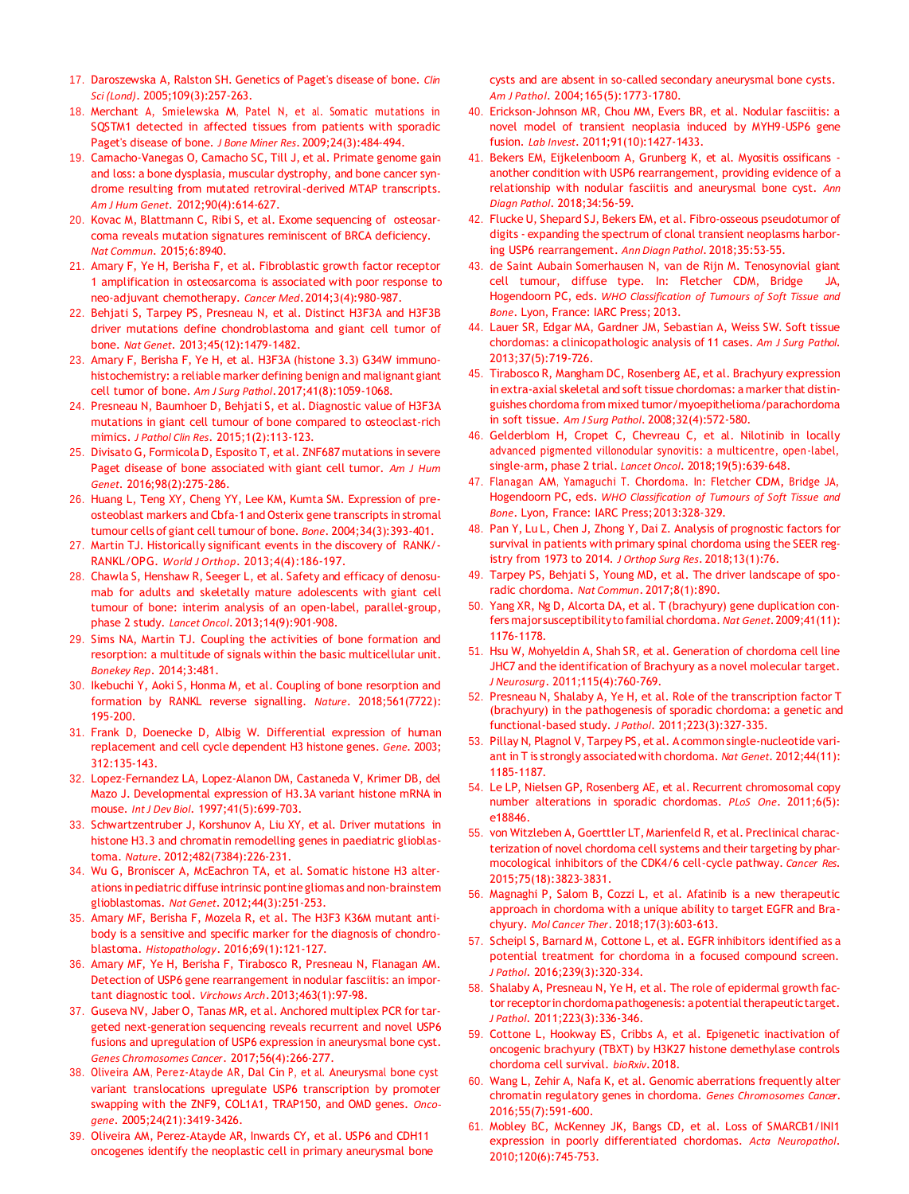17. Daroszewska A, Ralston SH. Genetics of Paget's disease of bone. *Clin Sci (Lond)*. 2005;109(3):257-263.
18. Merchant A, Smielewska M, Patel N, et al. Somatic mutations in SQSTM1 detected in affected tissues from patients with sporadic Paget's disease of bone. *J Bone Miner Res*. 2009;24(3):484-494.
19. Camacho-Vanegas O, Camacho SC, Till J, et al. Primate genome gain and loss: a bone dysplasia, muscular dystrophy, and bone cancer syndrome resulting from mutated retroviral-derived MTAP transcripts. *Am J Hum Genet*. 2012;90(4):614-627.
20. Kovac M, Blattmann C, Ribi S, et al. Exome sequencing of osteosarcoma reveals mutation signatures reminiscent of BRCA deficiency. *Nat Commun*. 2015;6:8940.
21. Amary F, Ye H, Berisha F, et al. Fibroblastic growth factor receptor 1 amplification in osteosarcoma is associated with poor response to neo-adjuvant chemotherapy. *Cancer Med*. 2014;3(4):980-987.
22. Behjati S, Tarpey PS, Presneau N, et al. Distinct H3F3A and H3F3B driver mutations define chondroblastoma and giant cell tumor of bone. *Nat Genet*. 2013;45(12):1479-1482.
23. Amary F, Berisha F, Ye H, et al. H3F3A (histone 3.3) G34W immunohistochemistry: a reliable marker defining benign and malignant giant cell tumor of bone. *Am J Surg Pathol*. 2017;41(8):1059-1068.
24. Presneau N, Baumhoer D, Behjati S, et al. Diagnostic value of H3F3A mutations in giant cell tumour of bone compared to osteoclast-rich mimics. *J Pathol Clin Res*. 2015;1(2):113-123.
25. Divisato G, Formicola D, Esposito T, et al. ZNF687 mutations in severe Paget disease of bone associated with giant cell tumor. *Am J Hum Genet*. 2016;98(2):275-286.
26. Huang L, Teng XY, Cheng YY, Lee KM, Kumta SM. Expression of preosteoblast markers and Cbfa-1 and Osterix gene transcripts in stromal tumour cells of giant cell tumour of bone. *Bone*. 2004;34(3):393-401.
27. Martin TJ. Historically significant events in the discovery of RANK/RANKL/OPG. *World J Orthop*. 2013;4(4):186-197.
28. Chawla S, Henshaw R, Seeger L, et al. Safety and efficacy of denosumab for adults and skeletally mature adolescents with giant cell tumour of bone: interim analysis of an open-label, parallel-group, phase 2 study. *Lancet Oncol*. 2013;14(9):901-908.
29. Sims NA, Martin TJ. Coupling the activities of bone formation and resorption: a multitude of signals within the basic multicellular unit. *Bonekey Rep*. 2014;3:481.
30. Ikebuchi Y, Aoki S, Honma M, et al. Coupling of bone resorption and formation by RANKL reverse signalling. *Nature*. 2018;561(7722):195-200.
31. Frank D, Doenecke D, Albig W. Differential expression of human replacement and cell cycle dependent H3 histone genes. *Gene*. 2003;312:135-143.
32. Lopez-Fernandez LA, Lopez-Alanon DM, Castaneda V, Krimer DB, del Mazo J. Developmental expression of H3.3A variant histone mRNA in mouse. *Int J Dev Biol*. 1997;41(5):699-703.
33. Schwartzentruber J, Korshunov A, Liu XY, et al. Driver mutations in histone H3.3 and chromatin remodelling genes in paediatric glioblastoma. *Nature*. 2012;482(7384):226-231.
34. Wu G, Broniscer A, McEachron TA, et al. Somatic histone H3 alterations in pediatric diffuse intrinsic pontine gliomas and non-brainstem glioblastomas. *Nat Genet*. 2012;44(3):251-253.
35. Amary MF, Berisha F, Mozela R, et al. The H3F3 K36M mutant antibody is a sensitive and specific marker for the diagnosis of chondroblastoma. *Histopathology*. 2016;69(1):121-127.
36. Amary MF, Ye H, Berisha F, Tirabosco R, Presneau N, Flanagan AM. Detection of USP6 gene rearrangement in nodular fasciitis: an important diagnostic tool. *Virchows Arch*. 2013;463(1):97-98.
37. Guseva NV, Jaber O, Tanas MR, et al. Anchored multiplex PCR for targeted next-generation sequencing reveals recurrent and novel USP6 fusions and upregulation of USP6 expression in aneurysmal bone cyst. *Genes Chromosomes Cancer*. 2017;56(4):266-277.
38. Oliveira AM, Perez-Atayde AR, Dal Cin P, et al. Aneurysmal bone cyst variant translocations upregulate USP6 transcription by promoter swapping with the ZNF9, COL1A1, TRAP150, and OMD genes. *Oncogene*. 2005;24(21):3419-3426.
39. Oliveira AM, Perez-Atayde AR, Inwards CY, et al. USP6 and CDH11 oncogenes identify the neoplastic cell in primary aneurysmal bone cysts and are absent in so-called secondary aneurysmal bone cysts. *Am J Pathol*. 2004;165(5):1773-1780.
40. Erickson-Johnson MR, Chou MM, Evers BR, et al. Nodular fasciitis: a novel model of transient neoplasia induced by MYH9-USP6 gene fusion. *Lab Invest*. 2011;91(10):1427-1433.
41. Bekers EM, Eijkelenboom A, Grunberg K, et al. Myositis ossificans - another condition with USP6 rearrangement, providing evidence of a relationship with nodular fasciitis and aneurysmal bone cyst. *Ann Diagn Pathol*. 2018;34:56-59.
42. Flucke U, Shepard SJ, Bekers EM, et al. Fibro-osseous pseudotumor of digits - expanding the spectrum of clonal transient neoplasms harboring USP6 rearrangement. *Ann Diagn Pathol*. 2018;35:53-55.
43. de Saint Aubain Somerhausen N, van de Rijn M. Tenosynovial giant cell tumour, diffuse type. In: Fletcher CDM, Bridge JA, Hogendoorn PC, eds. *WHO Classification of Tumours of Soft Tissue and Bone*. Lyon, France: IARC Press; 2013.
44. Lauer SR, Edgar MA, Gardner JM, Sebastian A, Weiss SW. Soft tissue chordomas: a clinicopathologic analysis of 11 cases. *Am J Surg Pathol*. 2013;37(5):719-726.
45. Tirabosco R, Mangham DC, Rosenberg AE, et al. Brachyury expression in extra-axial skeletal and soft tissue chordomas: a marker that distinguishes chordoma from mixed tumor/myoepithelioma/parachordoma in soft tissue. *Am J Surg Pathol*. 2008;32(4):572-580.
46. Gelderblom H, Cropet C, Chevreau C, et al. Nilotinib in locally advanced pigmented villonodular synovitis: a multicentre, open-label, single-arm, phase 2 trial. *Lancet Oncol*. 2018;19(5):639-648.
47. Flanagan AM, Yamaguchi T. Chordoma. In: Fletcher CDM, Bridge JA, Hogendoorn PC, eds. *WHO Classification of Tumours of Soft Tissue and Bone*. Lyon, France: IARC Press;2013:328-329.
48. Pan Y, Lu L, Chen J, Zhong Y, Dai Z. Analysis of prognostic factors for survival in patients with primary spinal chordoma using the SEER registry from 1973 to 2014. *J Orthop Surg Res*. 2018;13(1):76.
49. Tarpey PS, Behjati S, Young MD, et al. The driver landscape of sporadic chordoma. *Nat Commun*. 2017;8(1):890.
50. Yang XR, Ng D, Alcorta DA, et al. T (brachyury) gene duplication confers major susceptibility to familial chordoma. *Nat Genet*. 2009;41(11):1176-1178.
51. Hsu W, Mohyeldin A, Shah SR, et al. Generation of chordoma cell line JHC7 and the identification of Brachyury as a novel molecular target. *J Neurosurg*. 2011;115(4):760-769.
52. Presneau N, Shalaby A, Ye H, et al. Role of the transcription factor T (brachyury) in the pathogenesis of sporadic chordoma: a genetic and functional-based study. *J Pathol*. 2011;223(3):327-335.
53. Pillay N, Plagnol V, Tarpey PS, et al. A common single-nucleotide variant in T is strongly associated with chordoma. *Nat Genet*. 2012;44(11):1185-1187.
54. Le LP, Nielsen GP, Rosenberg AE, et al. Recurrent chromosomal copy number alterations in sporadic chordomas. *PLoS One*. 2011;6(5):e18846.
55. von Witzleben A, Goerttler LT, Marienfeld R, et al. Preclinical characterization of novel chordoma cell systems and their targeting by pharmocological inhibitors of the CDK4/6 cell-cycle pathway. *Cancer Res*. 2015;75(18):3823-3831.
56. Magnaghi P, Salom B, Cozzi L, et al. Afatinib is a new therapeutic approach in chordoma with a unique ability to target EGFR and Brachyury. *Mol Cancer Ther*. 2018;17(3):603-613.
57. Scheipl S, Barnard M, Cottone L, et al. EGFR inhibitors identified as a potential treatment for chordoma in a focused compound screen. *J Pathol*. 2016;239(3):320-334.
58. Shalaby A, Presneau N, Ye H, et al. The role of epidermal growth factor receptor in chordoma pathogenesis: a potential therapeutic target. *J Pathol*. 2011;223(3):336-346.
59. Cottone L, Hookway ES, Cribbs A, et al. Epigenetic inactivation of oncogenic brachyury (TBXT) by H3K27 histone demethylase controls chordoma cell survival. *bioRxiv*. 2018.
60. Wang L, Zehir A, Nafa K, et al. Genomic aberrations frequently alter chromatin regulatory genes in chordoma. *Genes Chromosomes Cancer*. 2016;55(7):591-600.
61. Mobley BC, McKenney JK, Bangs CD, et al. Loss of SMARCB1/INI1 expression in poorly differentiated chordomas. *Acta Neuropathol*. 2010;120(6):745-753.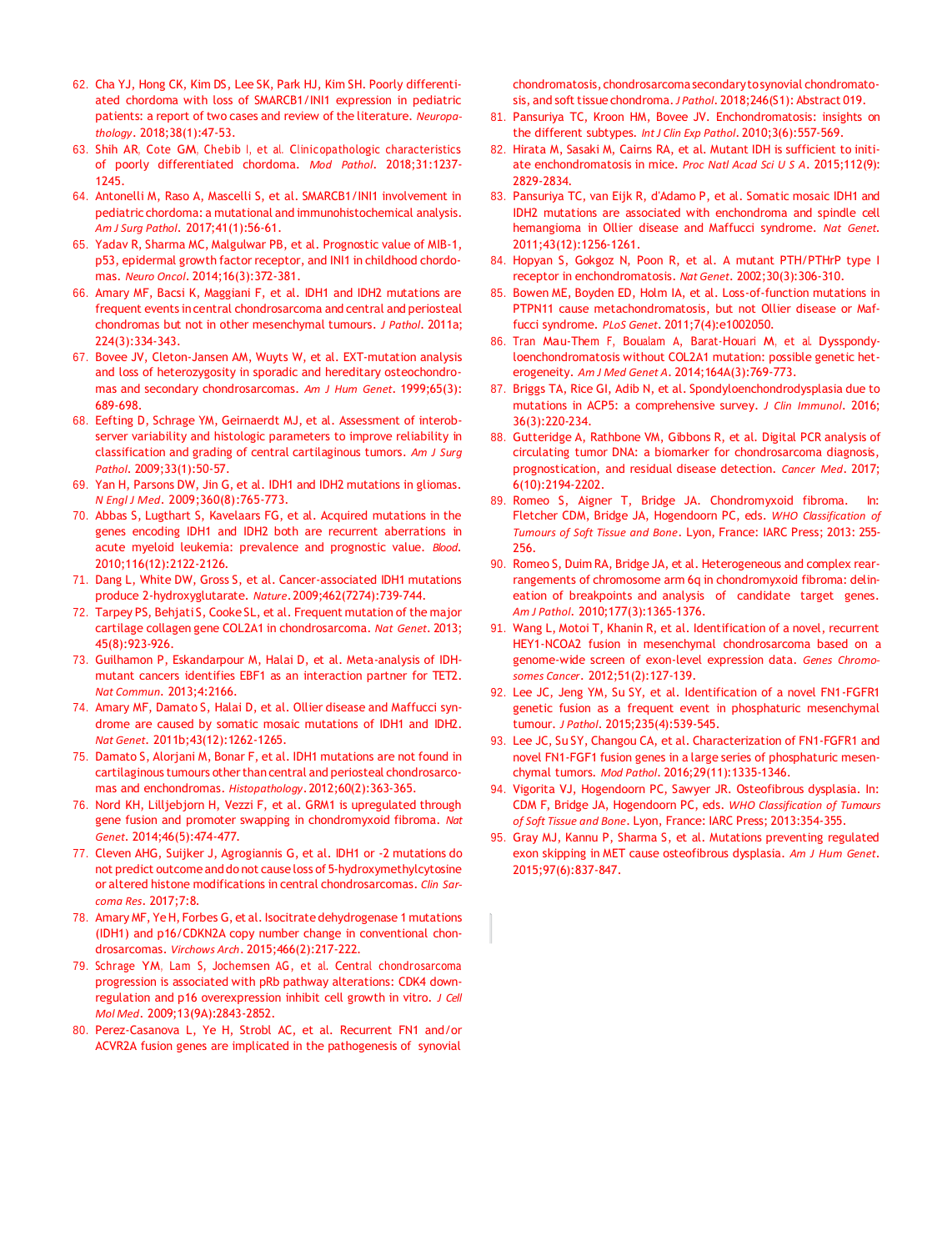62. Cha YJ, Hong CK, Kim DS, Lee SK, Park HJ, Kim SH. Poorly differentiated chordoma with loss of SMARCB1/INI1 expression in pediatric patients: a report of two cases and review of the literature. *Neuropathology*. 2018;38(1):47-53.
63. Shih AR, Cote GM, Chebib I, et al. Clinicopathologic characteristics of poorly differentiated chordoma. *Mod Pathol*. 2018;31:1237-1245.
64. Antonelli M, Raso A, Mascelli S, et al. SMARCB1/INI1 involvement in pediatric chordoma: a mutational and immunohistochemical analysis. *Am J Surg Pathol*. 2017;41(1):56-61.
65. Yadav R, Sharma MC, Malgulwar PB, et al. Prognostic value of MIB-1, p53, epidermal growth factor receptor, and INI1 in childhood chordomas. *Neuro Oncol*. 2014;16(3):372-381.
66. Amary MF, Bacsi K, Maggiani F, et al. IDH1 and IDH2 mutations are frequent events in central chondrosarcoma and central and periosteal chondromas but not in other mesenchymal tumours. *J Pathol*. 2011a; 224(3):334-343.
67. Bovee JV, Cleton-Jansen AM, Wuyts W, et al. EXT-mutation analysis and loss of heterozygosity in sporadic and hereditary osteochondromas and secondary chondrosarcomas. *Am J Hum Genet*. 1999;65(3): 689-698.
68. Eefting D, Schrage YM, Geirnaerdt MJ, et al. Assessment of interobserver variability and histologic parameters to improve reliability in classification and grading of central cartilaginous tumors. *Am J Surg Pathol*. 2009;33(1):50-57.
69. Yan H, Parsons DW, Jin G, et al. IDH1 and IDH2 mutations in gliomas. *N Engl J Med*. 2009;360(8):765-773.
70. Abbas S, Lugthart S, Kavelaars FG, et al. Acquired mutations in the genes encoding IDH1 and IDH2 both are recurrent aberrations in acute myeloid leukemia: prevalence and prognostic value. *Blood*. 2010;116(12):2122-2126.
71. Dang L, White DW, Gross S, et al. Cancer-associated IDH1 mutations produce 2-hydroxyglutarate. *Nature*. 2009;462(7274):739-744.
72. Tarpey PS, Behjati S, Cooke SL, et al. Frequent mutation of the major cartilage collagen gene COL2A1 in chondrosarcoma. *Nat Genet*. 2013; 45(8):923-926.
73. Guilhamon P, Eskandarpour M, Halai D, et al. Meta-analysis of IDH-mutant cancers identifies EBF1 as an interaction partner for TET2. *Nat Commun*. 2013;4:2166.
74. Amary MF, Damato S, Halai D, et al. Ollier disease and Maffucci syndrome are caused by somatic mosaic mutations of IDH1 and IDH2. *Nat Genet*. 2011b;43(12):1262-1265.
75. Damato S, Alorjani M, Bonar F, et al. IDH1 mutations are not found in cartilaginous tumours other than central and periosteal chondrosarcomas and enchondromas. *Histopathology*. 2012;60(2):363-365.
76. Nord KH, Lilljebjorn H, Vezzi F, et al. GRM1 is upregulated through gene fusion and promoter swapping in chondromyxoid fibroma. *Nat Genet*. 2014;46(5):474-477.
77. Cleven AHG, Suijker J, Agrogiannis G, et al. IDH1 or -2 mutations do not predict outcome and do not cause loss of 5-hydroxymethylcytosine or altered histone modifications in central chondrosarcomas. *Clin Sarcoma Res*. 2017;7:8.
78. Amary MF, Ye H, Forbes G, et al. Isocitrate dehydrogenase 1 mutations (IDH1) and p16/CDKN2A copy number change in conventional chondrosarcomas. *Virchows Arch*. 2015;466(2):217-222.
79. Schrage YM, Lam S, Jochemsen AG, et al. Central chondrosarcoma progression is associated with pRb pathway alterations: CDK4 down-regulation and p16 overexpression inhibit cell growth in vitro. *J Cell Mol Med*. 2009;13(9A):2843-2852.
80. Perez-Casanova L, Ye H, Strobl AC, et al. Recurrent FN1 and/or ACVR2A fusion genes are implicated in the pathogenesis of synovial chondromatosis, chondrosarcoma secondary to synovial chondromatosis, and soft tissue chondroma. *J Pathol*. 2018;246(S1): Abstract 019.
81. Pansuriya TC, Kroon HM, Bovee JV. Enchondromatosis: insights on the different subtypes. *Int J Clin Exp Pathol*. 2010;3(6):557-569.
82. Hirata M, Sasaki M, Cairns RA, et al. Mutant IDH is sufficient to initiate enchondromatosis in mice. *Proc Natl Acad Sci U S A*. 2015;112(9): 2829-2834.
83. Pansuriya TC, van Eijk R, d'Adamo P, et al. Somatic mosaic IDH1 and IDH2 mutations are associated with enchondroma and spindle cell hemangioma in Ollier disease and Maffucci syndrome. *Nat Genet*. 2011;43(12):1256-1261.
84. Hopyan S, Gokgoz N, Poon R, et al. A mutant PTH/PTHrP type I receptor in enchondromatosis. *Nat Genet*. 2002;30(3):306-310.
85. Bowen ME, Boyden ED, Holm IA, et al. Loss-of-function mutations in PTPN11 cause metachondromatosis, but not Ollier disease or Maffucci syndrome. *PLoS Genet*. 2011;7(4):e1002050.
86. Tran Mau-Them F, Boualam A, Barat-Houari M, et al. Dysspondyloenchondromatosis without COL2A1 mutation: possible genetic heterogeneity. *Am J Med Genet A*. 2014;164A(3):769-773.
87. Briggs TA, Rice GI, Adib N, et al. Spondyloenchondrodysplasia due to mutations in ACP5: a comprehensive survey. *J Clin Immunol*. 2016; 36(3):220-234.
88. Gutteridge A, Rathbone VM, Gibbons R, et al. Digital PCR analysis of circulating tumor DNA: a biomarker for chondrosarcoma diagnosis, prognostication, and residual disease detection. *Cancer Med*. 2017; 6(10):2194-2202.
89. Romeo S, Aigner T, Bridge JA. Chondromyxoid fibroma. In: Fletcher CDM, Bridge JA, Hogendoorn PC, eds. *WHO Classification of Tumours of Soft Tissue and Bone*. Lyon, France: IARC Press; 2013: 255-256.
90. Romeo S, Duim RA, Bridge JA, et al. Heterogeneous and complex rearrangements of chromosome arm 6q in chondromyxoid fibroma: delineation of breakpoints and analysis of candidate target genes. *Am J Pathol*. 2010;177(3):1365-1376.
91. Wang L, Motoi T, Khanin R, et al. Identification of a novel, recurrent HEY1-NCOA2 fusion in mesenchymal chondrosarcoma based on a genome-wide screen of exon-level expression data. *Genes Chromosomes Cancer*. 2012;51(2):127-139.
92. Lee JC, Jeng YM, Su SY, et al. Identification of a novel FN1-FGFR1 genetic fusion as a frequent event in phosphaturic mesenchymal tumour. *J Pathol*. 2015;235(4):539-545.
93. Lee JC, Su SY, Changou CA, et al. Characterization of FN1-FGFR1 and novel FN1-FGF1 fusion genes in a large series of phosphaturic mesenchymal tumors. *Mod Pathol*. 2016;29(11):1335-1346.
94. Vigorita VJ, Hogendoorn PC, Sawyer JR. Osteofibrous dysplasia. In: CDM F, Bridge JA, Hogendoorn PC, eds. *WHO Classification of Tumours of Soft Tissue and Bone*. Lyon, France: IARC Press; 2013:354-355.
95. Gray MJ, Kannu P, Sharma S, et al. Mutations preventing regulated exon skipping in MET cause osteofibrous dysplasia. *Am J Hum Genet*. 2015;97(6):837-847.